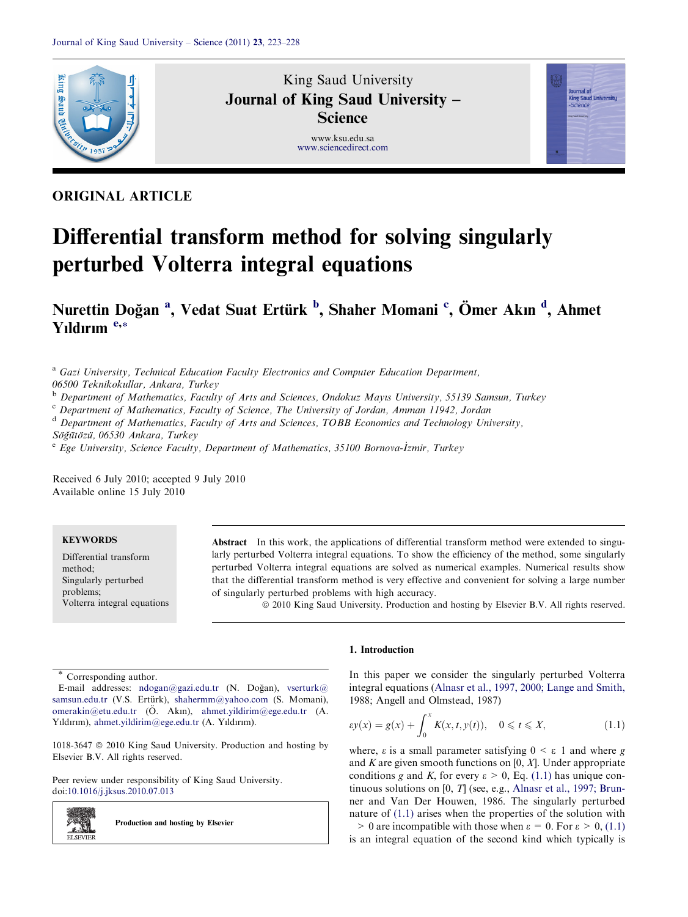King Saud University

# Journal of King Saud University – Science

www.ksu.edu.sa
www.sciencedirect.com

ORIGINAL ARTICLE

# Differential transform method for solving singularly perturbed Volterra integral equations

**Nurettin Doğan [a], Vedat Suat Ertürk [b], Shaher Momani [c], Ömer Akın [d], Ahmet Yıldırım [e,*]**

[a] *Gazi University, Technical Education Faculty Electronics and Computer Education Department, 06500 Teknikokullar, Ankara, Turkey*
[b] *Department of Mathematics, Faculty of Arts and Sciences, Ondokuz Mayıs University, 55139 Samsun, Turkey*
[c] *Department of Mathematics, Faculty of Science, The University of Jordan, Amman 11942, Jordan*
[d] *Department of Mathematics, Faculty of Arts and Sciences, TOBB Economics and Technology University, Söğütözü, 06530 Ankara, Turkey*
[e] *Ege University, Science Faculty, Department of Mathematics, 35100 Bornova-İzmir, Turkey*

Received 6 July 2010; accepted 9 July 2010
Available online 15 July 2010

**KEYWORDS**

Differential transform method;
Singularly perturbed problems;
Volterra integral equations

**Abstract** In this work, the applications of differential transform method were extended to singularly perturbed Volterra integral equations. To show the efficiency of the method, some singularly perturbed Volterra integral equations are solved as numerical examples. Numerical results show that the differential transform method is very effective and convenient for solving a large number of singularly perturbed problems with high accuracy.

© 2010 King Saud University. Production and hosting by Elsevier B.V. All rights reserved.

## 1. Introduction

In this paper we consider the singularly perturbed Volterra integral equations (Alnasr et al., 1997, 2000; Lange and Smith, 1988; Angell and Olmstead, 1987)

$$\varepsilon y(x) = g(x) + \int_0^x K(x, t, y(t)), \quad 0 \leqslant t \leqslant X, \tag{1.1}$$

where, $\varepsilon$ is a small parameter satisfying $0 < \varepsilon$ 1 and where $g$ and $K$ are given smooth functions on $[0, X]$. Under appropriate conditions $g$ and $K$, for every $\varepsilon > 0$, Eq. (1.1) has unique continuous solutions on $[0, T]$ (see, e.g., Alnasr et al., 1997; Brunner and Van Der Houwen, 1986. The singularly perturbed nature of (1.1) arises when the properties of the solution with $> 0$ are incompatible with those when $\varepsilon = 0$. For $\varepsilon > 0$, (1.1) is an integral equation of the second kind which typically is

---

* Corresponding author.
E-mail addresses: ndogan@gazi.edu.tr (N. Doğan), vserturk@samsun.edu.tr (V.S. Ertürk), shahermm@yahoo.com (S. Momani), omerakin@etu.edu.tr (Ö. Akın), ahmet.yildirim@ege.edu.tr (A. Yıldırım), ahmet.yildirim@ege.edu.tr (A. Yıldırım).

1018-3647 © 2010 King Saud University. Production and hosting by Elsevier B.V. All rights reserved.

Peer review under responsibility of King Saud University.
doi:10.1016/j.jksus.2010.07.013

Production and hosting by Elsevier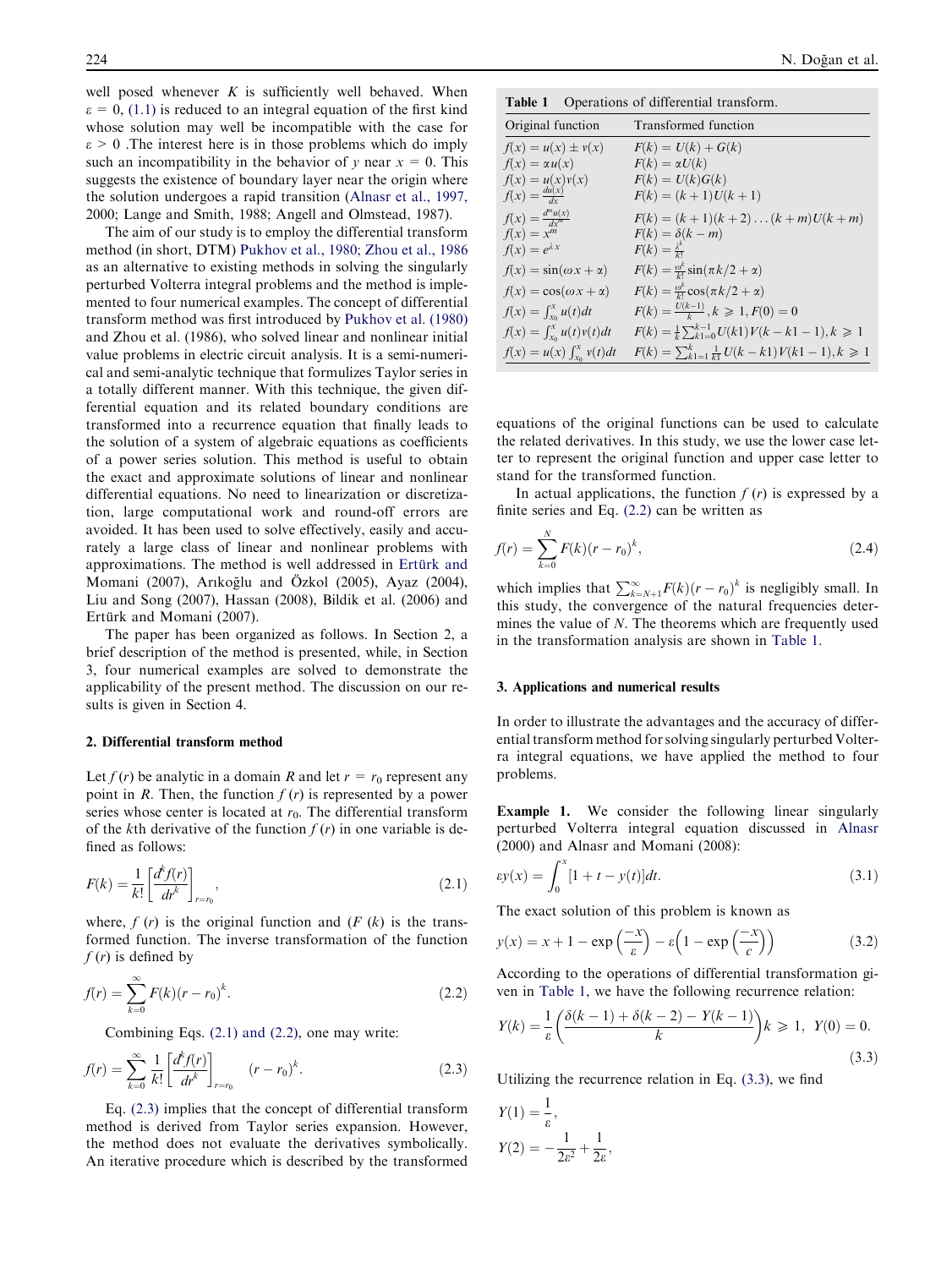well posed whenever $K$ is sufficiently well behaved. When $\varepsilon = 0$, (1.1) is reduced to an integral equation of the first kind whose solution may well be incompatible with the case for $\varepsilon > 0$ .The interest here is in those problems which do imply such an incompatibility in the behavior of $y$ near $x = 0$. This suggests the existence of boundary layer near the origin where the solution undergoes a rapid transition (Alnasr et al., 1997, 2000; Lange and Smith, 1988; Angell and Olmstead, 1987).

The aim of our study is to employ the differential transform method (in short, DTM) Pukhov et al., 1980; Zhou et al., 1986 as an alternative to existing methods in solving the singularly perturbed Volterra integral problems and the method is implemented to four numerical examples. The concept of differential transform method was first introduced by Pukhov et al. (1980) and Zhou et al. (1986), who solved linear and nonlinear initial value problems in electric circuit analysis. It is a semi-numerical and semi-analytic technique that formulizes Taylor series in a totally different manner. With this technique, the given differential equation and its related boundary conditions are transformed into a recurrence equation that finally leads to the solution of a system of algebraic equations as coefficients of a power series solution. This method is useful to obtain the exact and approximate solutions of linear and nonlinear differential equations. No need to linearization or discretization, large computational work and round-off errors are avoided. It has been used to solve effectively, easily and accurately a large class of linear and nonlinear problems with approximations. The method is well addressed in Ertürk and Momani (2007), Arıkoğlu and Özkol (2005), Ayaz (2004), Liu and Song (2007), Hassan (2008), Bildik et al. (2006) and Ertürk and Momani (2007).

The paper has been organized as follows. In Section 2, a brief description of the method is presented, while, in Section 3, four numerical examples are solved to demonstrate the applicability of the present method. The discussion on our results is given in Section 4.

## 2. Differential transform method

Let $f(r)$ be analytic in a domain $R$ and let $r = r_0$ represent any point in $R$. Then, the function $f(r)$ is represented by a power series whose center is located at $r_0$. The differential transform of the $k$th derivative of the function $f(r)$ in one variable is defined as follows:

$$F(k) = \frac{1}{k!}\left[\frac{d^k f(r)}{dr^k}\right]_{r=r_0}, \tag{2.1}$$

where, $f(r)$ is the original function and ($F(k)$ is the transformed function. The inverse transformation of the function $f(r)$ is defined by

$$f(r) = \sum_{k=0}^{\infty} F(k)(r - r_0)^k. \tag{2.2}$$

Combining Eqs. (2.1) and (2.2), one may write:

$$f(r) = \sum_{k=0}^{\infty} \frac{1}{k!}\left[\frac{d^k f(r)}{dr^k}\right]_{r=r_0} (r - r_0)^k. \tag{2.3}$$

Eq. (2.3) implies that the concept of differential transform method is derived from Taylor series expansion. However, the method does not evaluate the derivatives symbolically. An iterative procedure which is described by the transformed equations of the original functions can be used to calculate the related derivatives. In this study, we use the lower case letter to represent the original function and upper case letter to stand for the transformed function.

In actual applications, the function $f(r)$ is expressed by a finite series and Eq. (2.2) can be written as

$$f(r) = \sum_{k=0}^{N} F(k)(r - r_0)^k, \tag{2.4}$$

which implies that $\sum_{k=N+1}^{\infty} F(k)(r - r_0)^k$ is negligibly small. In this study, the convergence of the natural frequencies determines the value of $N$. The theorems which are frequently used in the transformation analysis are shown in Table 1.

**Table 1** Operations of differential transform.

| Original function | Transformed function |
|---|---|
| $f(x) = u(x) \pm v(x)$ | $F(k) = U(k) + G(k)$ |
| $f(x) = \alpha u(x)$ | $F(k) = \alpha U(k)$ |
| $f(x) = u(x)v(x)$ | $F(k) = U(k)G(k)$ |
| $f(x) = \frac{du(x)}{dx}$ | $F(k) = (k+1)U(k+1)$ |
| $f(x) = \frac{d^m u(x)}{dx^m}$ | $F(k) = (k+1)(k+2)\ldots(k+m)U(k+m)$ |
| $f(x) = x^m$ | $F(k) = \delta(k - m)$ |
| $f(x) = e^{\lambda x}$ | $F(k) = \frac{\lambda^k}{k!}$ |
| $f(x) = \sin(\omega x + \alpha)$ | $F(k) = \frac{\omega^k}{k!}\sin(\pi k/2 + \alpha)$ |
| $f(x) = \cos(\omega x + \alpha)$ | $F(k) = \frac{\omega^k}{k!}\cos(\pi k/2 + \alpha)$ |
| $f(x) = \int_{x_0}^{x} u(t)dt$ | $F(k) = \frac{U(k-1)}{k}, k \geqslant 1, F(0) = 0$ |
| $f(x) = \int_{x_0}^{x} u(t)v(t)dt$ | $F(k) = \frac{1}{k}\sum_{k1=0}^{k-1} U(k1)V(k - k1 - 1), k \geqslant 1$ |
| $f(x) = u(x)\int_{x_0}^{x} v(t)dt$ | $F(k) = \sum_{k1=1}^{k} \frac{1}{k1} U(k - k1)V(k1 - 1), k \geqslant 1$ |

## 3. Applications and numerical results

In order to illustrate the advantages and the accuracy of differential transform method for solving singularly perturbed Volterra integral equations, we have applied the method to four problems.

**Example 1.** We consider the following linear singularly perturbed Volterra integral equation discussed in Alnasr (2000) and Alnasr and Momani (2008):

$$\varepsilon y(x) = \int_0^x [1 + t - y(t)]dt. \tag{3.1}$$

The exact solution of this problem is known as

$$y(x) = x + 1 - \exp\left(\frac{-x}{\varepsilon}\right) - \varepsilon\left(1 - \exp\left(\frac{-x}{c}\right)\right) \tag{3.2}$$

According to the operations of differential transformation given in Table 1, we have the following recurrence relation:

$$Y(k) = \frac{1}{\varepsilon}\left(\frac{\delta(k-1) + \delta(k-2) - Y(k-1)}{k}\right)k \geqslant 1, \;\; Y(0) = 0. \tag{3.3}$$

Utilizing the recurrence relation in Eq. (3.3), we find

$$Y(1) = \frac{1}{\varepsilon},$$

$$Y(2) = -\frac{1}{2\varepsilon^2} + \frac{1}{2\varepsilon},$$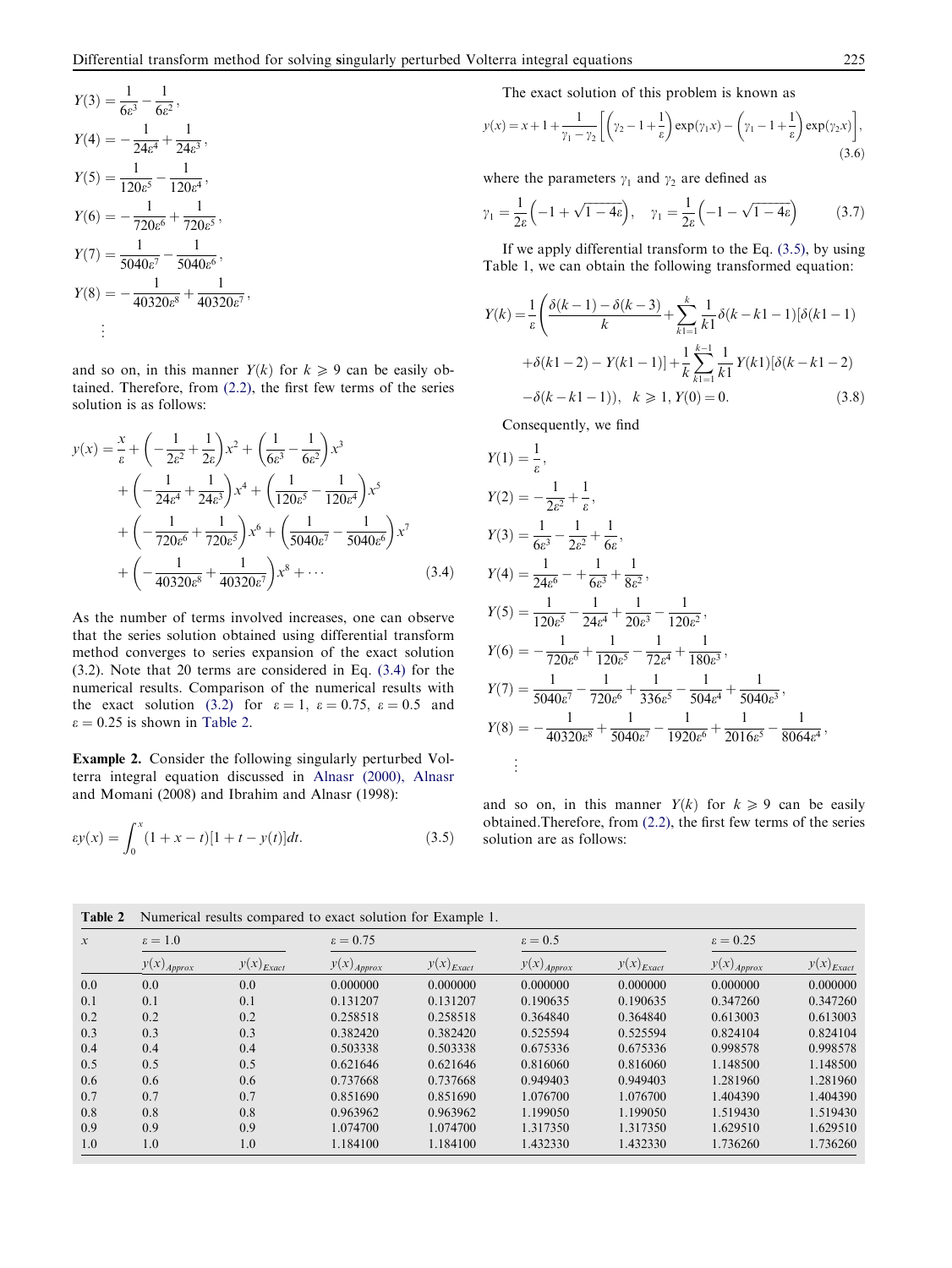$$Y(3) = \frac{1}{6\varepsilon^3} - \frac{1}{6\varepsilon^2},$$

$$Y(4) = -\frac{1}{24\varepsilon^4} + \frac{1}{24\varepsilon^3},$$

$$Y(5) = \frac{1}{120\varepsilon^5} - \frac{1}{120\varepsilon^4},$$

$$Y(6) = -\frac{1}{720\varepsilon^6} + \frac{1}{720\varepsilon^5},$$

$$Y(7) = \frac{1}{5040\varepsilon^7} - \frac{1}{5040\varepsilon^6},$$

$$Y(8) = -\frac{1}{40320\varepsilon^8} + \frac{1}{40320\varepsilon^7},$$

$$\vdots$$

and so on, in this manner $Y(k)$ for $k \geqslant 9$ can be easily obtained. Therefore, from (2.2), the first few terms of the series solution is as follows:

$$\begin{aligned} y(x) = \frac{x}{\varepsilon} &+ \left(-\frac{1}{2\varepsilon^2} + \frac{1}{2\varepsilon}\right)x^2 + \left(\frac{1}{6\varepsilon^3} - \frac{1}{6\varepsilon^2}\right)x^3 \\ &+ \left(-\frac{1}{24\varepsilon^4} + \frac{1}{24\varepsilon^3}\right)x^4 + \left(\frac{1}{120\varepsilon^5} - \frac{1}{120\varepsilon^4}\right)x^5 \\ &+ \left(-\frac{1}{720\varepsilon^6} + \frac{1}{720\varepsilon^5}\right)x^6 + \left(\frac{1}{5040\varepsilon^7} - \frac{1}{5040\varepsilon^6}\right)x^7 \\ &+ \left(-\frac{1}{40320\varepsilon^8} + \frac{1}{40320\varepsilon^7}\right)x^8 + \cdots \end{aligned} \tag{3.4}$$

As the number of terms involved increases, one can observe that the series solution obtained using differential transform method converges to series expansion of the exact solution (3.2). Note that 20 terms are considered in Eq. (3.4) for the numerical results. Comparison of the numerical results with the exact solution (3.2) for $\varepsilon = 1$, $\varepsilon = 0.75$, $\varepsilon = 0.5$ and $\varepsilon = 0.25$ is shown in Table 2.

**Example 2.** Consider the following singularly perturbed Volterra integral equation discussed in Alnasr (2000), Alnasr and Momani (2008) and Ibrahim and Alnasr (1998):

$$\varepsilon y(x) = \int_0^x (1 + x - t)[1 + t - y(t)]dt. \tag{3.5}$$

The exact solution of this problem is known as

$$y(x) = x + 1 + \frac{1}{\gamma_1 - \gamma_2}\left[\left(\gamma_2 - 1 + \frac{1}{\varepsilon}\right)\exp(\gamma_1 x) - \left(\gamma_1 - 1 + \frac{1}{\varepsilon}\right)\exp(\gamma_2 x)\right], \tag{3.6}$$

where the parameters $\gamma_1$ and $\gamma_2$ are defined as

$$\gamma_1 = \frac{1}{2\varepsilon}\left(-1 + \sqrt{1 - 4\varepsilon}\right), \quad \gamma_1 = \frac{1}{2\varepsilon}\left(-1 - \sqrt{1 - 4\varepsilon}\right) \tag{3.7}$$

If we apply differential transform to the Eq. (3.5), by using Table 1, we can obtain the following transformed equation:

$$\begin{aligned} Y(k) = \frac{1}{\varepsilon}\Bigg(&\frac{\delta(k-1) - \delta(k-3)}{k} + \sum_{k1=1}^{k} \frac{1}{k1}\delta(k - k1 - 1)[\delta(k1 - 1) \\ &+ \delta(k1 - 2) - Y(k1 - 1)] + \frac{1}{k}\sum_{k1=1}^{k-1} \frac{1}{k1} Y(k1)[\delta(k - k1 - 2) \\ &- \delta(k - k1 - 1)]\Bigg), \quad k \geqslant 1, Y(0) = 0. \end{aligned} \tag{3.8}$$

Consequently, we find

$$Y(1) = \frac{1}{\varepsilon},$$

$$Y(2) = -\frac{1}{2\varepsilon^2} + \frac{1}{\varepsilon},$$

$$Y(3) = \frac{1}{6\varepsilon^3} - \frac{1}{2\varepsilon^2} + \frac{1}{6\varepsilon},$$

$$Y(4) = \frac{1}{24\varepsilon^6} - + \frac{1}{6\varepsilon^3} + \frac{1}{8\varepsilon^2},$$

$$Y(5) = \frac{1}{120\varepsilon^5} - \frac{1}{24\varepsilon^4} + \frac{1}{20\varepsilon^3} - \frac{1}{120\varepsilon^2},$$

$$Y(6) = -\frac{1}{720\varepsilon^6} + \frac{1}{120\varepsilon^5} - \frac{1}{72\varepsilon^4} + \frac{1}{180\varepsilon^3},$$

$$Y(7) = \frac{1}{5040\varepsilon^7} - \frac{1}{720\varepsilon^6} + \frac{1}{336\varepsilon^5} - \frac{1}{504\varepsilon^4} + \frac{1}{5040\varepsilon^3},$$

$$Y(8) = -\frac{1}{40320\varepsilon^8} + \frac{1}{5040\varepsilon^7} - \frac{1}{1920\varepsilon^6} + \frac{1}{2016\varepsilon^5} - \frac{1}{8064\varepsilon^4},$$

$$\vdots$$

and so on, in this manner $Y(k)$ for $k \geqslant 9$ can be easily obtained.Therefore, from (2.2), the first few terms of the series solution are as follows:

**Table 2** Numerical results compared to exact solution for Example 1.

| $x$ | $\varepsilon = 1.0$ | | $\varepsilon = 0.75$ | | $\varepsilon = 0.5$ | | $\varepsilon = 0.25$ | |
|---|---|---|---|---|---|---|---|---|
| | $y(x)_{Approx}$ | $y(x)_{Exact}$ | $y(x)_{Approx}$ | $y(x)_{Exact}$ | $y(x)_{Approx}$ | $y(x)_{Exact}$ | $y(x)_{Approx}$ | $y(x)_{Exact}$ |
| 0.0 | 0.0 | 0.0 | 0.000000 | 0.000000 | 0.000000 | 0.000000 | 0.000000 | 0.000000 |
| 0.1 | 0.1 | 0.1 | 0.131207 | 0.131207 | 0.190635 | 0.190635 | 0.347260 | 0.347260 |
| 0.2 | 0.2 | 0.2 | 0.258518 | 0.258518 | 0.364840 | 0.364840 | 0.613003 | 0.613003 |
| 0.3 | 0.3 | 0.3 | 0.382420 | 0.382420 | 0.525594 | 0.525594 | 0.824104 | 0.824104 |
| 0.4 | 0.4 | 0.4 | 0.503338 | 0.503338 | 0.675336 | 0.675336 | 0.998578 | 0.998578 |
| 0.5 | 0.5 | 0.5 | 0.621646 | 0.621646 | 0.816060 | 0.816060 | 1.148500 | 1.148500 |
| 0.6 | 0.6 | 0.6 | 0.737668 | 0.737668 | 0.949403 | 0.949403 | 1.281960 | 1.281960 |
| 0.7 | 0.7 | 0.7 | 0.851690 | 0.851690 | 1.076700 | 1.076700 | 1.404390 | 1.404390 |
| 0.8 | 0.8 | 0.8 | 0.963962 | 0.963962 | 1.199050 | 1.199050 | 1.519430 | 1.519430 |
| 0.9 | 0.9 | 0.9 | 1.074700 | 1.074700 | 1.317350 | 1.317350 | 1.629510 | 1.629510 |
| 1.0 | 1.0 | 1.0 | 1.184100 | 1.184100 | 1.432330 | 1.432330 | 1.736260 | 1.736260 |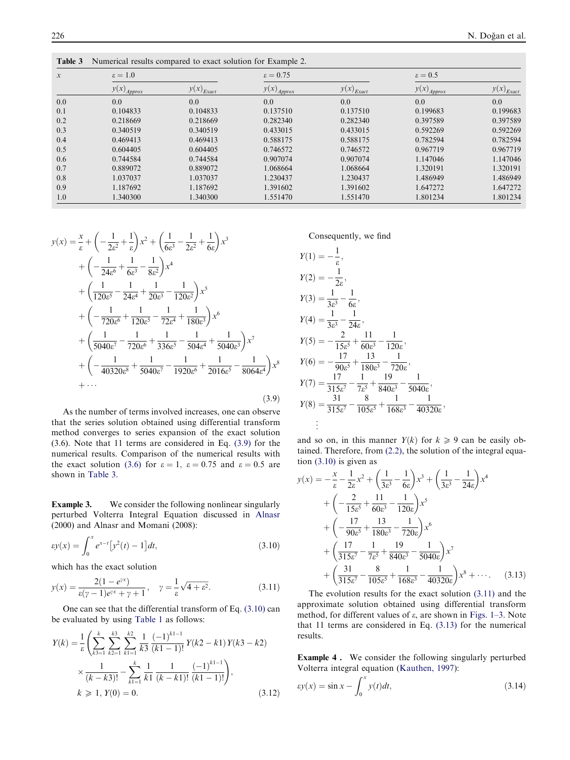**Table 3** Numerical results compared to exact solution for Example 2.

| $x$ | $\varepsilon = 1.0$ | | $\varepsilon = 0.75$ | | $\varepsilon = 0.5$ | |
|---|---|---|---|---|---|---|
| | $y(x)_{Approx}$ | $y(x)_{Exact}$ | $y(x)_{Approx}$ | $y(x)_{Exact}$ | $y(x)_{Approx}$ | $y(x)_{Exact}$ |
| 0.0 | 0.0 | 0.0 | 0.0 | 0.0 | 0.0 | 0.0 |
| 0.1 | 0.104833 | 0.104833 | 0.137510 | 0.137510 | 0.199683 | 0.199683 |
| 0.2 | 0.218669 | 0.218669 | 0.282340 | 0.282340 | 0.397589 | 0.397589 |
| 0.3 | 0.340519 | 0.340519 | 0.433015 | 0.433015 | 0.592269 | 0.592269 |
| 0.4 | 0.469413 | 0.469413 | 0.588175 | 0.588175 | 0.782594 | 0.782594 |
| 0.5 | 0.604405 | 0.604405 | 0.746572 | 0.746572 | 0.967719 | 0.967719 |
| 0.6 | 0.744584 | 0.744584 | 0.907074 | 0.907074 | 1.147046 | 1.147046 |
| 0.7 | 0.889072 | 0.889072 | 1.068664 | 1.068664 | 1.320191 | 1.320191 |
| 0.8 | 1.037037 | 1.037037 | 1.230437 | 1.230437 | 1.486949 | 1.486949 |
| 0.9 | 1.187692 | 1.187692 | 1.391602 | 1.391602 | 1.647272 | 1.647272 |
| 1.0 | 1.340300 | 1.340300 | 1.551470 | 1.551470 | 1.801234 | 1.801234 |

$$
\begin{aligned}
y(x) = {} & \frac{x}{\varepsilon} + \left(-\frac{1}{2\varepsilon^2} + \frac{1}{\varepsilon}\right)x^2 + \left(\frac{1}{6\varepsilon^3} - \frac{1}{2\varepsilon^2} + \frac{1}{6\varepsilon}\right)x^3 \\
& + \left(-\frac{1}{24\varepsilon^6} + \frac{1}{6\varepsilon^3} - \frac{1}{8\varepsilon^2}\right)x^4 \\
& + \left(\frac{1}{120\varepsilon^5} - \frac{1}{24\varepsilon^4} + \frac{1}{20\varepsilon^3} - \frac{1}{120\varepsilon^2}\right)x^5 \\
& + \left(-\frac{1}{720\varepsilon^6} + \frac{1}{120\varepsilon^5} - \frac{1}{72\varepsilon^4} + \frac{1}{180\varepsilon^3}\right)x^6 \\
& + \left(\frac{1}{5040\varepsilon^7} - \frac{1}{720\varepsilon^6} + \frac{1}{336\varepsilon^5} - \frac{1}{504\varepsilon^4} + \frac{1}{5040\varepsilon^3}\right)x^7 \\
& + \left(-\frac{1}{40320\varepsilon^8} + \frac{1}{5040\varepsilon^7} - \frac{1}{1920\varepsilon^6} + \frac{1}{2016\varepsilon^5} - \frac{1}{8064\varepsilon^4}\right)x^8 \\
& + \cdots
\end{aligned}
\tag{3.9}
$$

As the number of terms involved increases, one can observe that the series solution obtained using differential transform method converges to series expansion of the exact solution (3.6). Note that 11 terms are considered in Eq. (3.9) for the numerical results. Comparison of the numerical results with the exact solution (3.6) for $\varepsilon = 1$, $\varepsilon = 0.75$ and $\varepsilon = 0.5$ are shown in Table 3.

**Example 3.** We consider the following nonlinear singularly perturbed Volterra Integral Equation discussed in Alnasr (2000) and Alnasr and Momani (2008):

$$
\varepsilon y(x) = \int_0^x e^{x-t}\left[y^2(t) - 1\right]dt,
\tag{3.10}
$$

which has the exact solution

$$
y(x) = \frac{2(1 - e^{\gamma x})}{\varepsilon(\gamma - 1)e^{\gamma x} + \gamma + 1}, \quad \gamma = \frac{1}{\varepsilon}\sqrt{4 + \varepsilon^2}.
\tag{3.11}
$$

One can see that the differential transform of Eq. (3.10) can be evaluated by using Table 1 as follows:

$$
\begin{aligned}
Y(k) = {} & \frac{1}{\varepsilon}\left(\sum_{k3=1}^{k}\sum_{k2=1}^{k3}\sum_{k1=1}^{k2}\frac{1}{k3}\frac{(-1)^{k1-1}}{(k1-1)!}Y(k2-k1)Y(k3-k2)\right. \\
& \left.\times\frac{1}{(k-k3)!} - \sum_{k1=1}^{k}\frac{1}{k1}\frac{1}{(k-k1)!}\frac{(-1)^{k1-1}}{(k1-1)!}\right), \\
& k \geqslant 1,\ Y(0) = 0.
\end{aligned}
\tag{3.12}
$$

Consequently, we find

$$
\begin{aligned}
Y(1) &= -\frac{1}{\varepsilon}, \\
Y(2) &= -\frac{1}{2\varepsilon}, \\
Y(3) &= \frac{1}{3\varepsilon^3} - \frac{1}{6\varepsilon}, \\
Y(4) &= \frac{1}{3\varepsilon^3} - \frac{1}{24\varepsilon}, \\
Y(5) &= -\frac{2}{15\varepsilon^5} + \frac{11}{60\varepsilon^3} - \frac{1}{120\varepsilon}, \\
Y(6) &= -\frac{17}{90\varepsilon^5} + \frac{13}{180\varepsilon^3} - \frac{1}{720\varepsilon}, \\
Y(7) &= \frac{17}{315\varepsilon^7} - \frac{1}{7\varepsilon^5} + \frac{19}{840\varepsilon^3} - \frac{1}{5040\varepsilon}, \\
Y(8) &= \frac{31}{315\varepsilon^7} - \frac{8}{105\varepsilon^5} + \frac{1}{168\varepsilon^3} - \frac{1}{40320\varepsilon}, \\
&\vdots
\end{aligned}
$$

and so on, in this manner $Y(k)$ for $k \geqslant 9$ can be easily obtained. Therefore, from (2.2), the solution of the integral equation (3.10) is given as

$$
\begin{aligned}
y(x) = {} & -\frac{x}{\varepsilon} - \frac{1}{2\varepsilon}x^2 + \left(\frac{1}{3\varepsilon^3} - \frac{1}{6\varepsilon}\right)x^3 + \left(\frac{1}{3\varepsilon^3} - \frac{1}{24\varepsilon}\right)x^4 \\
& + \left(-\frac{2}{15\varepsilon^5} + \frac{11}{60\varepsilon^3} - \frac{1}{120\varepsilon}\right)x^5 \\
& + \left(-\frac{17}{90\varepsilon^5} + \frac{13}{180\varepsilon^3} - \frac{1}{720\varepsilon}\right)x^6 \\
& + \left(\frac{17}{315\varepsilon^7} - \frac{1}{7\varepsilon^5} + \frac{19}{840\varepsilon^3} - \frac{1}{5040\varepsilon}\right)x^7 \\
& + \left(\frac{31}{315\varepsilon^7} - \frac{8}{105\varepsilon^5} + \frac{1}{168\varepsilon^3} - \frac{1}{40320\varepsilon}\right)x^8 + \cdots.
\end{aligned}
\tag{3.13}
$$

The evolution results for the exact solution (3.11) and the approximate solution obtained using differential transform method, for different values of $\varepsilon$, are shown in Figs. 1–3. Note that 11 terms are considered in Eq. (3.13) for the numerical results.

**Example 4 .** We consider the following singularly perturbed Volterra integral equation (Kauthen, 1997):

$$
\varepsilon y(x) = \sin x - \int_0^x y(t)dt,
\tag{3.14}
$$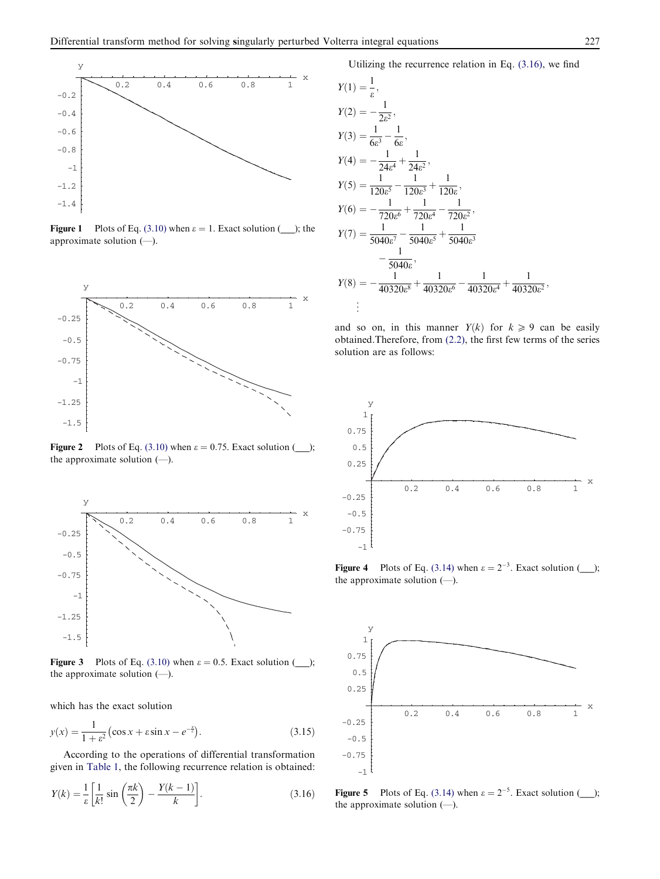Figure 1 Plots of Eq. (3.10) when ε = 1. Exact solution (___); the approximate solution (—).

Figure 2 Plots of Eq. (3.10) when ε = 0.75. Exact solution (___); the approximate solution (—).

Figure 3 Plots of Eq. (3.10) when ε = 0.5. Exact solution (___); the approximate solution (—).

which has the exact solution

$$y(x) = \frac{1}{1+\varepsilon^2}\left(\cos x + \varepsilon \sin x - e^{-\frac{x}{\varepsilon}}\right). \tag{3.15}$$

According to the operations of differential transformation given in Table 1, the following recurrence relation is obtained:

$$Y(k) = \frac{1}{\varepsilon}\left[\frac{1}{k!}\sin\left(\frac{\pi k}{2}\right) - \frac{Y(k-1)}{k}\right]. \tag{3.16}$$

Utilizing the recurrence relation in Eq. (3.16), we find

$$\begin{aligned}
Y(1) &= \frac{1}{\varepsilon},\\
Y(2) &= -\frac{1}{2\varepsilon^2},\\
Y(3) &= \frac{1}{6\varepsilon^3} - \frac{1}{6\varepsilon},\\
Y(4) &= -\frac{1}{24\varepsilon^4} + \frac{1}{24\varepsilon^2},\\
Y(5) &= \frac{1}{120\varepsilon^5} - \frac{1}{120\varepsilon^3} + \frac{1}{120\varepsilon},\\
Y(6) &= -\frac{1}{720\varepsilon^6} + \frac{1}{720\varepsilon^4} - \frac{1}{720\varepsilon^2},\\
Y(7) &= \frac{1}{5040\varepsilon^7} - \frac{1}{5040\varepsilon^5} + \frac{1}{5040\varepsilon^3}\\
&\quad - \frac{1}{5040\varepsilon},\\
Y(8) &= -\frac{1}{40320\varepsilon^8} + \frac{1}{40320\varepsilon^6} - \frac{1}{40320\varepsilon^4} + \frac{1}{40320\varepsilon^2},\\
&\vdots
\end{aligned}$$

and so on, in this manner $Y(k)$ for $k \geqslant 9$ can be easily obtained.Therefore, from (2.2), the first few terms of the series solution are as follows:

Figure 4 Plots of Eq. (3.14) when $\varepsilon = 2^{-3}$. Exact solution (___); the approximate solution (—).

Figure 5 Plots of Eq. (3.14) when $\varepsilon = 2^{-5}$. Exact solution (___); the approximate solution (—).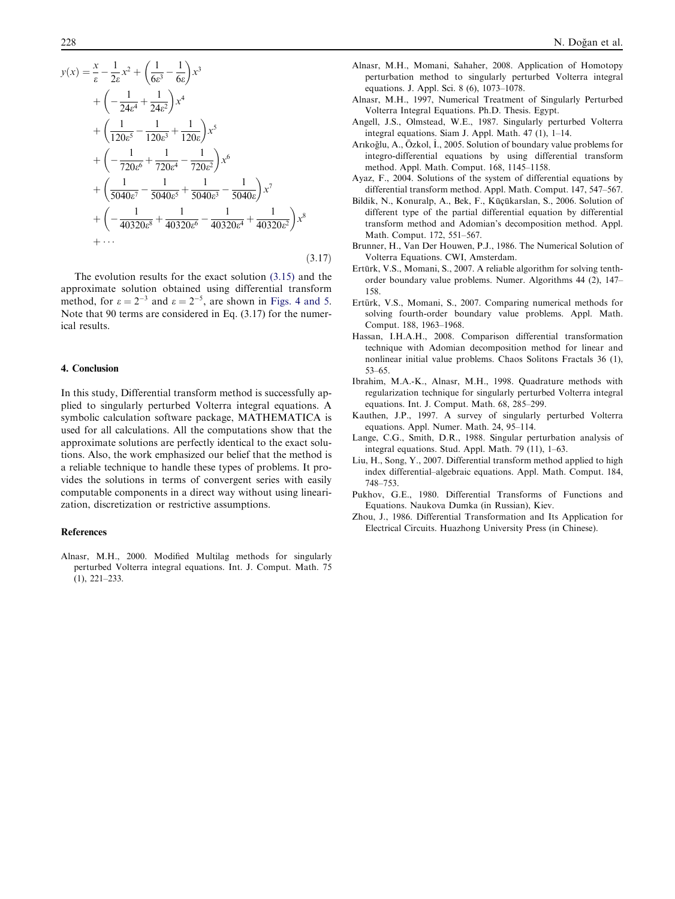$$
\begin{aligned}
y(x) = {} & \frac{x}{\varepsilon} - \frac{1}{2\varepsilon}x^2 + \left(\frac{1}{6\varepsilon^3} - \frac{1}{6\varepsilon}\right)x^3 \\
& + \left(-\frac{1}{24\varepsilon^4} + \frac{1}{24\varepsilon^2}\right)x^4 \\
& + \left(\frac{1}{120\varepsilon^5} - \frac{1}{120\varepsilon^3} + \frac{1}{120\varepsilon}\right)x^5 \\
& + \left(-\frac{1}{720\varepsilon^6} + \frac{1}{720\varepsilon^4} - \frac{1}{720\varepsilon^2}\right)x^6 \\
& + \left(\frac{1}{5040\varepsilon^7} - \frac{1}{5040\varepsilon^5} + \frac{1}{5040\varepsilon^3} - \frac{1}{5040\varepsilon}\right)x^7 \\
& + \left(-\frac{1}{40320\varepsilon^8} + \frac{1}{40320\varepsilon^6} - \frac{1}{40320\varepsilon^4} + \frac{1}{40320\varepsilon^2}\right)x^8 \\
& + \cdots
\end{aligned}
\tag{3.17}
$$

The evolution results for the exact solution (3.15) and the approximate solution obtained using differential transform method, for $\varepsilon = 2^{-3}$ and $\varepsilon = 2^{-5}$, are shown in Figs. 4 and 5. Note that 90 terms are considered in Eq. (3.17) for the numerical results.

## 4. Conclusion

In this study, Differential transform method is successfully applied to singularly perturbed Volterra integral equations. A symbolic calculation software package, MATHEMATICA is used for all calculations. All the computations show that the approximate solutions are perfectly identical to the exact solutions. Also, the work emphasized our belief that the method is a reliable technique to handle these types of problems. It provides the solutions in terms of convergent series with easily computable components in a direct way without using linearization, discretization or restrictive assumptions.

## References

Alnasr, M.H., 2000. Modified Multilag methods for singularly perturbed Volterra integral equations. Int. J. Comput. Math. 75 (1), 221–233.

Alnasr, M.H., Momani, Sahaher, 2008. Application of Homotopy perturbation method to singularly perturbed Volterra integral equations. J. Appl. Sci. 8 (6), 1073–1078.

Alnasr, M.H., 1997, Numerical Treatment of Singularly Perturbed Volterra Integral Equations. Ph.D. Thesis. Egypt.

Angell, J.S., Olmstead, W.E., 1987. Singularly perturbed Volterra integral equations. Siam J. Appl. Math. 47 (1), 1–14.

Arıkoğlu, A., Özkol, İ., 2005. Solution of boundary value problems for integro-differential equations by using differential transform method. Appl. Math. Comput. 168, 1145–1158.

Ayaz, F., 2004. Solutions of the system of differential equations by differential transform method. Appl. Math. Comput. 147, 547–567.

Bildik, N., Konuralp, A., Bek, F., Küçükarslan, S., 2006. Solution of different type of the partial differential equation by differential transform method and Adomian's decomposition method. Appl. Math. Comput. 172, 551–567.

Brunner, H., Van Der Houwen, P.J., 1986. The Numerical Solution of Volterra Equations. CWI, Amsterdam.

Ertürk, V.S., Momani, S., 2007. A reliable algorithm for solving tenth-order boundary value problems. Numer. Algorithms 44 (2), 147–158.

Ertürk, V.S., Momani, S., 2007. Comparing numerical methods for solving fourth-order boundary value problems. Appl. Math. Comput. 188, 1963–1968.

Hassan, I.H.A.H., 2008. Comparison differential transformation technique with Adomian decomposition method for linear and nonlinear initial value problems. Chaos Solitons Fractals 36 (1), 53–65.

Ibrahim, M.A.-K., Alnasr, M.H., 1998. Quadrature methods with regularization technique for singularly perturbed Volterra integral equations. Int. J. Comput. Math. 68, 285–299.

Kauthen, J.P., 1997. A survey of singularly perturbed Volterra equations. Appl. Numer. Math. 24, 95–114.

Lange, C.G., Smith, D.R., 1988. Singular perturbation analysis of integral equations. Stud. Appl. Math. 79 (11), 1–63.

Liu, H., Song, Y., 2007. Differential transform method applied to high index differential–algebraic equations. Appl. Math. Comput. 184, 748–753.

Pukhov, G.E., 1980. Differential Transforms of Functions and Equations. Naukova Dumka (in Russian), Kiev.

Zhou, J., 1986. Differential Transformation and Its Application for Electrical Circuits. Huazhong University Press (in Chinese).